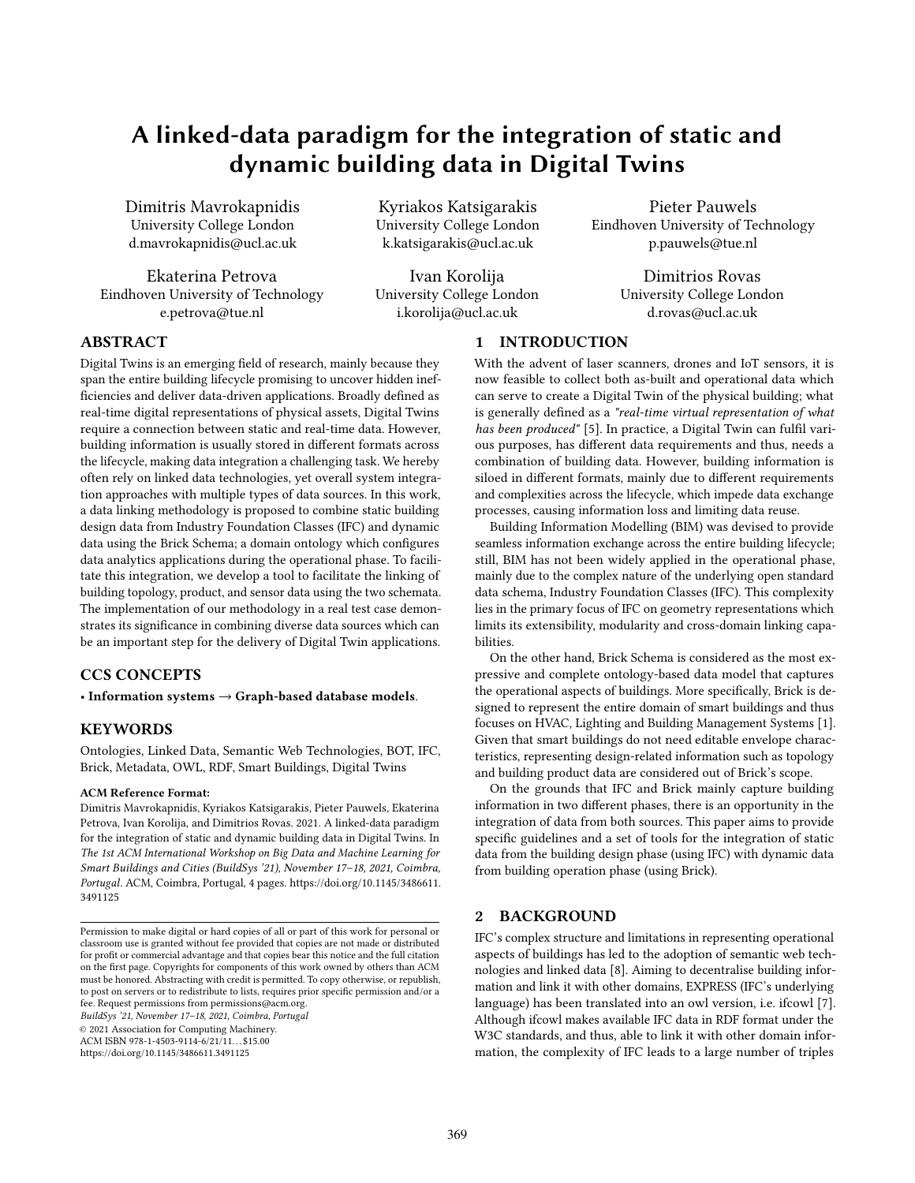# A linked-data paradigm for the integration of static and dynamic building data in Digital Twins

Dimitris Mavrokapnidis
University College London
d.mavrokapnidis@ucl.ac.uk

Kyriakos Katsigarakis
University College London
k.katsigarakis@ucl.ac.uk

Pieter Pauwels
Eindhoven University of Technology
p.pauwels@tue.nl

Ekaterina Petrova
Eindhoven University of Technology
e.petrova@tue.nl

Ivan Korolija
University College London
i.korolija@ucl.ac.uk

Dimitrios Rovas
University College London
d.rovas@ucl.ac.uk

## ABSTRACT

Digital Twins is an emerging field of research, mainly because they span the entire building lifecycle promising to uncover hidden inefficiencies and deliver data-driven applications. Broadly defined as real-time digital representations of physical assets, Digital Twins require a connection between static and real-time data. However, building information is usually stored in different formats across the lifecycle, making data integration a challenging task. We hereby often rely on linked data technologies, yet overall system integration approaches with multiple types of data sources. In this work, a data linking methodology is proposed to combine static building design data from Industry Foundation Classes (IFC) and dynamic data using the Brick Schema; a domain ontology which configures data analytics applications during the operational phase. To facilitate this integration, we develop a tool to facilitate the linking of building topology, product, and sensor data using the two schemata. The implementation of our methodology in a real test case demonstrates its significance in combining diverse data sources which can be an important step for the delivery of Digital Twin applications.

## CCS CONCEPTS

• **Information systems → Graph-based database models**.

## KEYWORDS

Ontologies, Linked Data, Semantic Web Technologies, BOT, IFC, Brick, Metadata, OWL, RDF, Smart Buildings, Digital Twins

**ACM Reference Format:**
Dimitris Mavrokapnidis, Kyriakos Katsigarakis, Pieter Pauwels, Ekaterina Petrova, Ivan Korolija, and Dimitrios Rovas. 2021. A linked-data paradigm for the integration of static and dynamic building data in Digital Twins. In *The 1st ACM International Workshop on Big Data and Machine Learning for Smart Buildings and Cities (BuildSys '21), November 17–18, 2021, Coimbra, Portugal.* ACM, Coimbra, Portugal, 4 pages. https://doi.org/10.1145/3486611.3491125

Permission to make digital or hard copies of all or part of this work for personal or classroom use is granted without fee provided that copies are not made or distributed for profit or commercial advantage and that copies bear this notice and the full citation on the first page. Copyrights for components of this work owned by others than ACM must be honored. Abstracting with credit is permitted. To copy otherwise, or republish, to post on servers or to redistribute to lists, requires prior specific permission and/or a fee. Request permissions from permissions@acm.org.
*BuildSys '21, November 17–18, 2021, Coimbra, Portugal*
© 2021 Association for Computing Machinery.
ACM ISBN 978-1-4503-9114-6/21/11…$15.00
https://doi.org/10.1145/3486611.3491125

## 1 INTRODUCTION

With the advent of laser scanners, drones and IoT sensors, it is now feasible to collect both as-built and operational data which can serve to create a Digital Twin of the physical building; what is generally defined as a *"real-time virtual representation of what has been produced"* [5]. In practice, a Digital Twin can fulfil various purposes, has different data requirements and thus, needs a combination of building data. However, building information is siloed in different formats, mainly due to different requirements and complexities across the lifecycle, which impede data exchange processes, causing information loss and limiting data reuse.

Building Information Modelling (BIM) was devised to provide seamless information exchange across the entire building lifecycle; still, BIM has not been widely applied in the operational phase, mainly due to the complex nature of the underlying open standard data schema, Industry Foundation Classes (IFC). This complexity lies in the primary focus of IFC on geometry representations which limits its extensibility, modularity and cross-domain linking capabilities.

On the other hand, Brick Schema is considered as the most expressive and complete ontology-based data model that captures the operational aspects of buildings. More specifically, Brick is designed to represent the entire domain of smart buildings and thus focuses on HVAC, Lighting and Building Management Systems [1]. Given that smart buildings do not need editable envelope characteristics, representing design-related information such as topology and building product data are considered out of Brick's scope.

On the grounds that IFC and Brick mainly capture building information in two different phases, there is an opportunity in the integration of data from both sources. This paper aims to provide specific guidelines and a set of tools for the integration of static data from the building design phase (using IFC) with dynamic data from building operation phase (using Brick).

## 2 BACKGROUND

IFC's complex structure and limitations in representing operational aspects of buildings has led to the adoption of semantic web technologies and linked data [8]. Aiming to decentralise building information and link it with other domains, EXPRESS (IFC's underlying language) has been translated into an owl version, i.e. ifcowl [7]. Although ifcowl makes available IFC data in RDF format under the W3C standards, and thus, able to link it with other domain information, the complexity of IFC leads to a large number of triples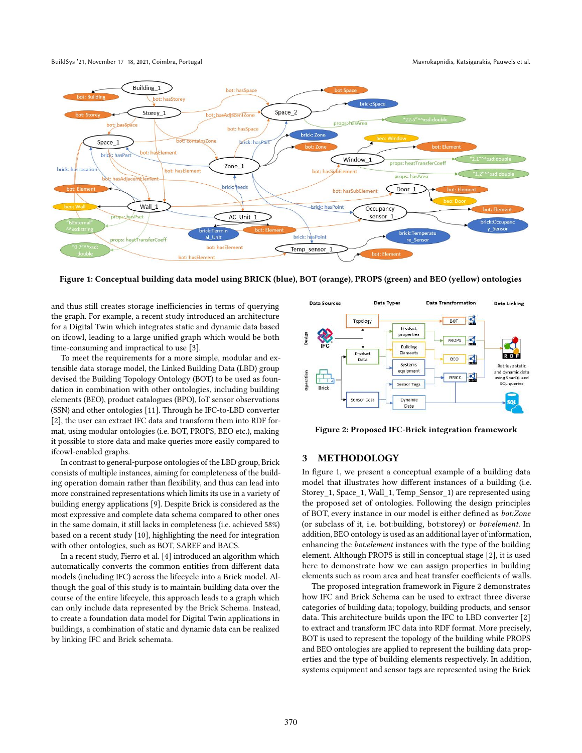**Figure 1: Conceptual building data model using BRICK (blue), BOT (orange), PROPS (green) and BEO (yellow) ontologies**

and thus still creates storage inefficiencies in terms of querying the graph. For example, a recent study introduced an architecture for a Digital Twin which integrates static and dynamic data based on ifcowl, leading to a large unified graph which would be both time-consuming and impractical to use [3].

To meet the requirements for a more simple, modular and extensible data storage model, the Linked Building Data (LBD) group devised the Building Topology Ontology (BOT) to be used as foundation in combination with other ontologies, including building elements (BEO), product catalogues (BPO), IoT sensor observations (SSN) and other ontologies [11]. Through he IFC-to-LBD converter [2], the user can extract IFC data and transform them into RDF format, using modular ontologies (i.e. BOT, PROPS, BEO etc.), making it possible to store data and make queries more easily compared to ifcowl-enabled graphs.

In contrast to general-purpose ontologies of the LBD group, Brick consists of multiple instances, aiming for completeness of the building operation domain rather than flexibility, and thus can lead into more constrained representations which limits its use in a variety of building energy applications [9]. Despite Brick is considered as the most expressive and complete data schema compared to other ones in the same domain, it still lacks in completeness (i.e. achieved 58%) based on a recent study [10], highlighting the need for integration with other ontologies, such as BOT, SAREF and BACS.

In a recent study, Fierro et al. [4] introduced an algorithm which automatically converts the common entities from different data models (including IFC) across the lifecycle into a Brick model. Although the goal of this study is to maintain building data over the course of the entire lifecycle, this approach leads to a graph which can only include data represented by the Brick Schema. Instead, to create a foundation data model for Digital Twin applications in buildings, a combination of static and dynamic data can be realized by linking IFC and Brick schemata.

**Figure 2: Proposed IFC-Brick integration framework**

## 3 METHODOLOGY

In figure 1, we present a conceptual example of a building data model that illustrates how different instances of a building (i.e. Storey_1, Space_1, Wall_1, Temp_Sensor_1) are represented using the proposed set of ontologies. Following the design principles of BOT, every instance in our model is either defined as *bot:Zone* (or subclass of it, i.e. bot:building, bot:storey) or *bot:element*. In addition, BEO ontology is used as an additional layer of information, enhancing the *bot:element* instances with the type of the building element. Although PROPS is still in conceptual stage [2], it is used here to demonstrate how we can assign properties in building elements such as room area and heat transfer coefficients of walls.

The proposed integration framework in Figure 2 demonstrates how IFC and Brick Schema can be used to extract three diverse categories of building data; topology, building products, and sensor data. This architecture builds upon the IFC to LBD converter [2] to extract and transform IFC data into RDF format. More precisely, BOT is used to represent the topology of the building while PROPS and BEO ontologies are applied to represent the building data properties and the type of building elements respectively. In addition, systems equipment and sensor tags are represented using the Brick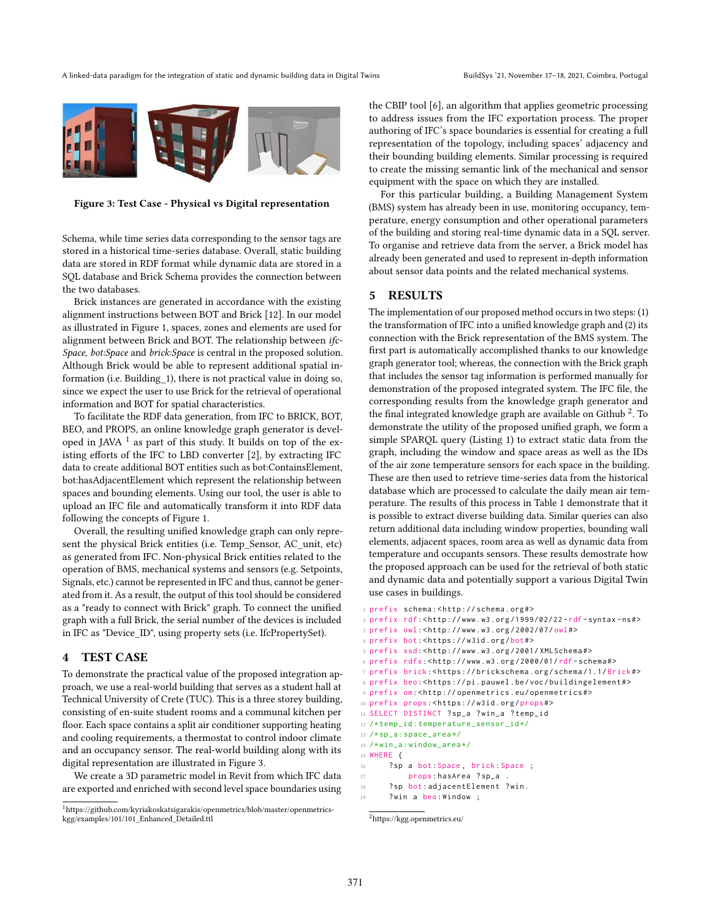Figure 3: Test Case - Physical vs Digital representation

Schema, while time series data corresponding to the sensor tags are stored in a historical time-series database. Overall, static building data are stored in RDF format while dynamic data are stored in a SQL database and Brick Schema provides the connection between the two databases.

Brick instances are generated in accordance with the existing alignment instructions between BOT and Brick [12]. In our model as illustrated in Figure 1, spaces, zones and elements are used for alignment between Brick and BOT. The relationship between *ifc-Space*, *bot:Space* and *brick:Space* is central in the proposed solution. Although Brick would be able to represent additional spatial information (i.e. Building_1), there is not practical value in doing so, since we expect the user to use Brick for the retrieval of operational information and BOT for spatial characteristics.

To facilitate the RDF data generation, from IFC to BRICK, BOT, BEO, and PROPS, an online knowledge graph generator is developed in JAVA [1] as part of this study. It builds on top of the existing efforts of the IFC to LBD converter [2], by extracting IFC data to create additional BOT entities such as bot:ContainsElement, bot:hasAdjacentElement which represent the relationship between spaces and bounding elements. Using our tool, the user is able to upload an IFC file and automatically transform it into RDF data following the concepts of Figure 1.

Overall, the resulting unified knowledge graph can only represent the physical Brick entities (i.e. Temp_Sensor, AC_unit, etc) as generated from IFC. Non-physical Brick entities related to the operation of BMS, mechanical systems and sensors (e.g. Setpoints, Signals, etc.) cannot be represented in IFC and thus, cannot be generated from it. As a result, the output of this tool should be considered as a "ready to connect with Brick" graph. To connect the unified graph with a full Brick, the serial number of the devices is included in IFC as "Device_ID", using property sets (i.e. IfcPropertySet).

## 4 TEST CASE

To demonstrate the practical value of the proposed integration approach, we use a real-world building that serves as a student hall at Technical University of Crete (TUC). This is a three storey building, consisting of en-suite student rooms and a communal kitchen per floor. Each space contains a split air conditioner supporting heating and cooling requirements, a thermostat to control indoor climate and an occupancy sensor. The real-world building along with its digital representation are illustrated in Figure 3.

We create a 3D parametric model in Revit from which IFC data are exported and enriched with second level space boundaries using the CBIP tool [6], an algorithm that applies geometric processing to address issues from the IFC exportation process. The proper authoring of IFC's space boundaries is essential for creating a full representation of the topology, including spaces' adjacency and their bounding building elements. Similar processing is required to create the missing semantic link of the mechanical and sensor equipment with the space on which they are installed.

For this particular building, a Building Management System (BMS) system has already been in use, monitoring occupancy, temperature, energy consumption and other operational parameters of the building and storing real-time dynamic data in a SQL server. To organise and retrieve data from the server, a Brick model has already been generated and used to represent in-depth information about sensor data points and the related mechanical systems.

## 5 RESULTS

The implementation of our proposed method occurs in two steps: (1) the transformation of IFC into a unified knowledge graph and (2) its connection with the Brick representation of the BMS system. The first part is automatically accomplished thanks to our knowledge graph generator tool; whereas, the connection with the Brick graph that includes the sensor tag information is performed manually for demonstration of the proposed integrated system. The IFC file, the corresponding results from the knowledge graph generator and the final integrated knowledge graph are available on Github [2]. To demonstrate the utility of the proposed unified graph, we form a simple SPARQL query (Listing 1) to extract static data from the graph, including the window and space areas as well as the IDs of the air zone temperature sensors for each space in the building. These are then used to retrieve time-series data from the historical database which are processed to calculate the daily mean air temperature. The results of this process in Table 1 demonstrate that it is possible to extract diverse building data. Similar queries can also return additional data including window properties, bounding wall elements, adjacent spaces, room area as well as dynamic data from temperature and occupants sensors. These results demostrate how the proposed approach can be used for the retrieval of both static and dynamic data and potentially support a various Digital Twin use cases in buildings.

```
prefix schema:<http://schema.org#>
prefix rdf:<http://www.w3.org/1999/02/22-rdf-syntax-ns#>
prefix owl:<http://www.w3.org/2002/07/owl#>
prefix bot:<https://w3id.org/bot#>
prefix xsd:<http://www.w3.org/2001/XMLSchema#>
prefix rdfs:<http://www.w3.org/2000/01/rdf-schema#>
prefix brick:<https://brickschema.org/schema/1.1/Brick#>
prefix beo:<https://pi.pauwel.be/voc/buildingelement#>
prefix om:<http://openmetrics.eu/openmetrics#>
prefix props:<https://w3id.org/props#>
SELECT DISTINCT ?sp_a ?win_a ?temp_id
/*temp_id:temperature_sensor_id*/
/*sp_a:space_area*/
/*win_a:window_area*/
WHERE {
    ?sp a bot:Space, brick:Space ;
        props:hasArea ?sp_a .
    ?sp bot:adjacentElement ?win.
    ?win a beo:Window ;
```

[1] https://github.com/kyriakoskatsigarakis/openmetrics/blob/master/openmetrics-kgg/examples/101/101_Enhanced_Detailed.ttl

[2] https://kgg.openmetrics.eu/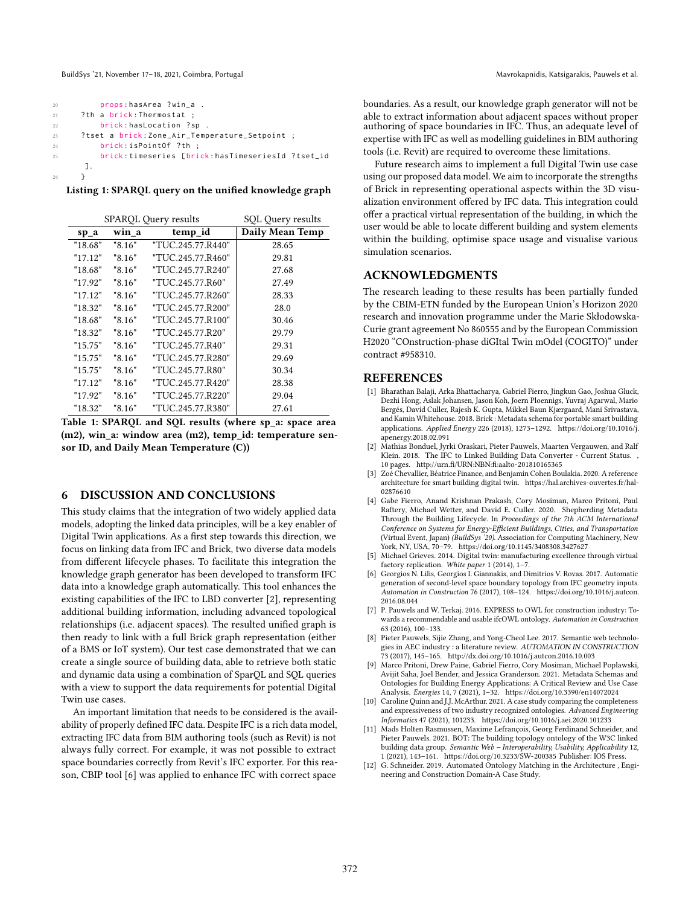```
20          props:hasArea ?win_a .
21      ?th a brick:Thermostat ;
22          brick:hasLocation ?sp .
23      ?tset a brick:Zone_Air_Temperature_Setpoint ;
24          brick:isPointOf ?th ;
25          brick:timeseries [brick:hasTimeseriesId ?tset_id
         ].
26      }
```

**Listing 1: SPARQL query on the unified knowledge graph**

| SPARQL Query results | | | SQL Query results |
|---|---|---|---|
| **sp_a** | **win_a** | **temp_id** | **Daily Mean Temp** |
| "18.68" | "8.16" | "TUC.245.77.R440" | 28.65 |
| "17.12" | "8.16" | "TUC.245.77.R460" | 29.81 |
| "18.68" | "8.16" | "TUC.245.77.R240" | 27.68 |
| "17.92" | "8.16" | "TUC.245.77.R60" | 27.49 |
| "17.12" | "8.16" | "TUC.245.77.R260" | 28.33 |
| "18.32" | "8.16" | "TUC.245.77.R200" | 28.0 |
| "18.68" | "8.16" | "TUC.245.77.R100" | 30.46 |
| "18.32" | "8.16" | "TUC.245.77.R20" | 29.79 |
| "15.75" | "8.16" | "TUC.245.77.R40" | 29.31 |
| "15.75" | "8.16" | "TUC.245.77.R280" | 29.69 |
| "15.75" | "8.16" | "TUC.245.77.R80" | 30.34 |
| "17.12" | "8.16" | "TUC.245.77.R420" | 28.38 |
| "17.92" | "8.16" | "TUC.245.77.R220" | 29.04 |
| "18.32" | "8.16" | "TUC.245.77.R380" | 27.61 |

**Table 1: SPARQL and SQL results (where sp_a: space area (m2), win_a: window area (m2), temp_id: temperature sensor ID, and Daily Mean Temperature (C))**

## 6 DISCUSSION AND CONCLUSIONS

This study claims that the integration of two widely applied data models, adopting the linked data principles, will be a key enabler of Digital Twin applications. As a first step towards this direction, we focus on linking data from IFC and Brick, two diverse data models from different lifecycle phases. To facilitate this integration the knowledge graph generator has been developed to transform IFC data into a knowledge graph automatically. This tool enhances the existing capabilities of the IFC to LBD converter [2], representing additional building information, including advanced topological relationships (i.e. adjacent spaces). The resulted unified graph is then ready to link with a full Brick graph representation (either of a BMS or IoT system). Our test case demonstrated that we can create a single source of building data, able to retrieve both static and dynamic data using a combination of SparQL and SQL queries with a view to support the data requirements for potential Digital Twin use cases.

An important limitation that needs to be considered is the availability of properly defined IFC data. Despite IFC is a rich data model, extracting IFC data from BIM authoring tools (such as Revit) is not always fully correct. For example, it was not possible to extract space boundaries correctly from Revit's IFC exporter. For this reason, CBIP tool [6] was applied to enhance IFC with correct space boundaries. As a result, our knowledge graph generator will not be able to extract information about adjacent spaces without proper authoring of space boundaries in IFC. Thus, an adequate level of expertise with IFC as well as modelling guidelines in BIM authoring tools (i.e. Revit) are required to overcome these limitations.

Future research aims to implement a full Digital Twin use case using our proposed data model. We aim to incorporate the strengths of Brick in representing operational aspects within the 3D visualization environment offered by IFC data. This integration could offer a practical virtual representation of the building, in which the user would be able to locate different building and system elements within the building, optimise space usage and visualise various simulation scenarios.

## ACKNOWLEDGMENTS

The research leading to these results has been partially funded by the CBIM-ETN funded by the European Union's Horizon 2020 research and innovation programme under the Marie Skłodowska-Curie grant agreement No 860555 and by the European Commission H2020 "COnstruction-phase diGItal Twin mOdel (COGITO)" under contract #958310.

## REFERENCES

[1] Bharathan Balaji, Arka Bhattacharya, Gabriel Fierro, Jingkun Gao, Joshua Gluck, Dezhi Hong, Aslak Johansen, Jason Koh, Joern Ploennigs, Yuvraj Agarwal, Mario Bergés, David Culler, Rajesh K. Gupta, Mikkel Baun Kjærgaard, Mani Srivastava, and Kamin Whitehouse. 2018. Brick : Metadata schema for portable smart building applications. *Applied Energy* 226 (2018), 1273–1292. https://doi.org/10.1016/j.apenergy.2018.02.091

[2] Mathias Bonduel, Jyrki Oraskari, Pieter Pauwels, Maarten Vergauwen, and Ralf Klein. 2018. The IFC to Linked Building Data Converter - Current Status. , 10 pages. http://urn.fi/URN:NBN:fi:aalto-201810165365

[3] Zoé Chevallier, Béatrice Finance, and Benjamin Cohen Boulakia. 2020. A reference architecture for smart building digital twin. https://hal.archives-ouvertes.fr/hal-02876610

[4] Gabe Fierro, Anand Krishnan Prakash, Cory Mosiman, Marco Pritoni, Paul Raftery, Michael Wetter, and David E. Culler. 2020. Shepherding Metadata Through the Building Lifecycle. In *Proceedings of the 7th ACM International Conference on Systems for Energy-Efficient Buildings, Cities, and Transportation* (Virtual Event, Japan) *(BuildSys '20)*. Association for Computing Machinery, New York, NY, USA, 70–79. https://doi.org/10.1145/3408308.3427627

[5] Michael Grieves. 2014. Digital twin: manufacturing excellence through virtual factory replication. *White paper* 1 (2014), 1–7.

[6] Georgios N. Lilis, Georgios I. Giannakis, and Dimitrios V. Rovas. 2017. Automatic generation of second-level space boundary topology from IFC geometry inputs. *Automation in Construction* 76 (2017), 108–124. https://doi.org/10.1016/j.autcon.2016.08.044

[7] P. Pauwels and W. Terkaj. 2016. EXPRESS to OWL for construction industry: Towards a recommendable and usable ifcOWL ontology. *Automation in Construction* 63 (2016), 100–133.

[8] Pieter Pauwels, Sijie Zhang, and Yong-Cheol Lee. 2017. Semantic web technologies in AEC industry : a literature review. *AUTOMATION IN CONSTRUCTION* 73 (2017), 145–165. http://dx.doi.org/10.1016/j.autcon.2016.10.003

[9] Marco Pritoni, Drew Paine, Gabriel Fierro, Cory Mosiman, Michael Poplawski, Avijit Saha, Joel Bender, and Jessica Granderson. 2021. Metadata Schemas and Ontologies for Building Energy Applications: A Critical Review and Use Case Analysis. *Energies* 14, 7 (2021), 1–32. https://doi.org/10.3390/en14072024

[10] Caroline Quinn and J.J. McArthur. 2021. A case study comparing the completeness and expressiveness of two industry recognized ontologies. *Advanced Engineering Informatics* 47 (2021), 101233. https://doi.org/10.1016/j.aei.2020.101233

[11] Mads Holten Rasmussen, Maxime Lefrançois, Georg Ferdinand Schneider, and Pieter Pauwels. 2021. BOT: The building topology ontology of the W3C linked building data group. *Semantic Web – Interoperability, Usability, Applicability* 12, 1 (2021), 143–161. https://doi.org/10.3233/SW-200385 Publisher: IOS Press.

[12] G. Schneider. 2019. Automated Ontology Matching in the Architecture , Engineering and Construction Domain-A Case Study.